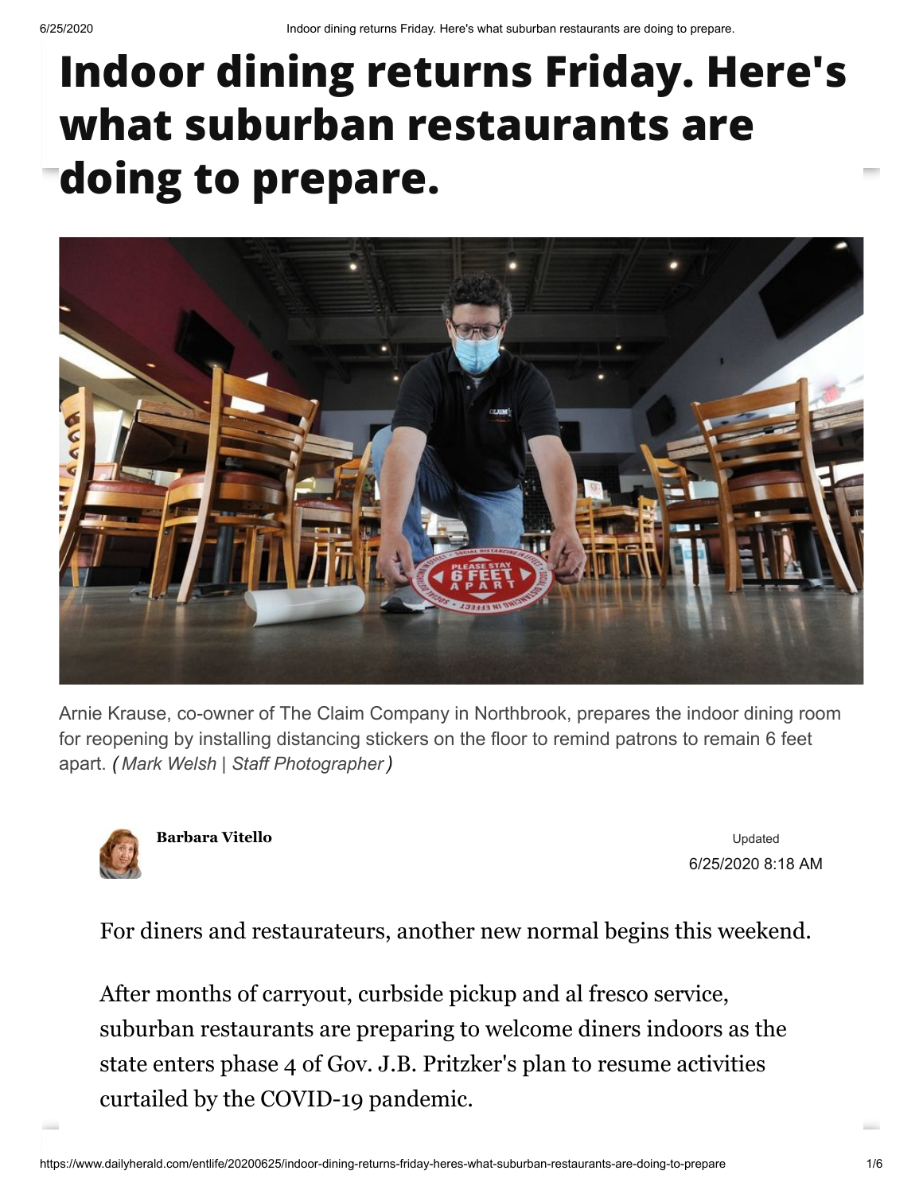# Indoor dining returns Friday. Here's what suburban restaurants are doing to prepare.

Arnie Krause, co-owner of The Claim Company in Northbrook, prepares the indoor dining room for reopening by installing distancing stickers on the floor to remind patrons to remain 6 feet apart. *( Mark Welsh | Staff Photographer )*

**Barbara Vitello**

Updated
6/25/2020 8:18 AM

For diners and restaurateurs, another new normal begins this weekend.

After months of carryout, curbside pickup and al fresco service, suburban restaurants are preparing to welcome diners indoors as the state enters phase 4 of Gov. J.B. Pritzker's plan to resume activities curtailed by the COVID-19 pandemic.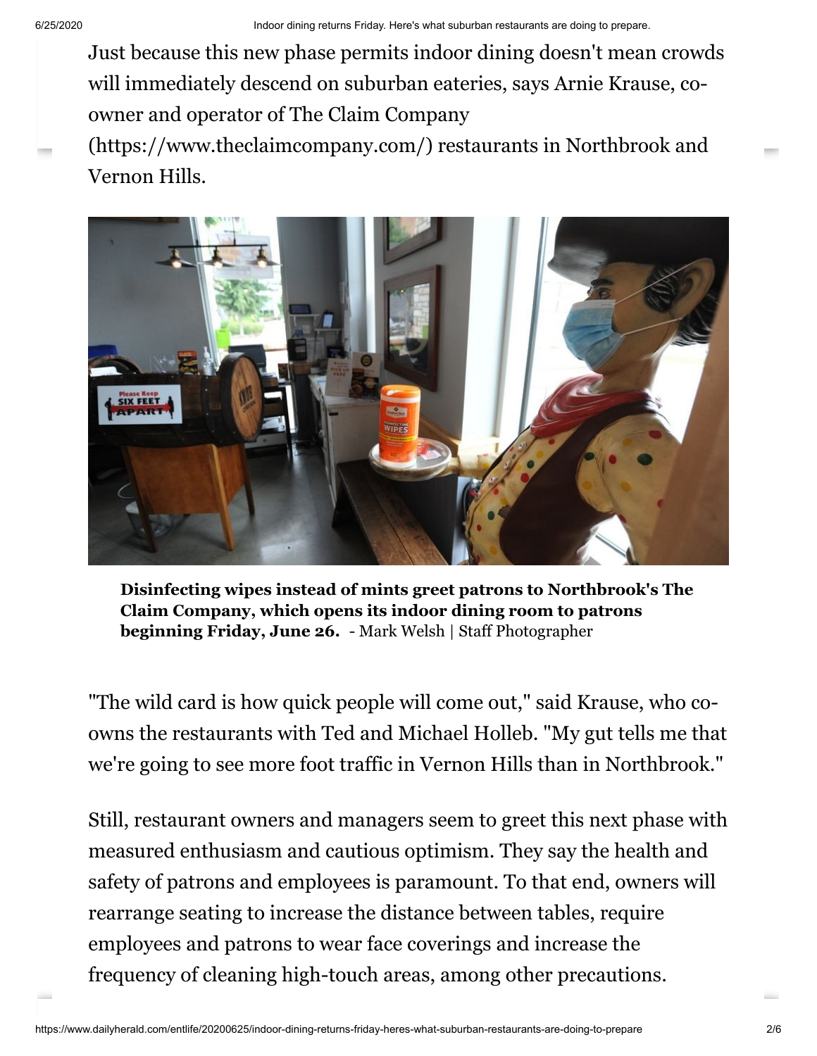Just because this new phase permits indoor dining doesn't mean crowds will immediately descend on suburban eateries, says Arnie Krause, co-owner and operator of The Claim Company (https://www.theclaimcompany.com/) restaurants in Northbrook and Vernon Hills.

**Disinfecting wipes instead of mints greet patrons to Northbrook's The Claim Company, which opens its indoor dining room to patrons beginning Friday, June 26.** - Mark Welsh | Staff Photographer

"The wild card is how quick people will come out," said Krause, who co-owns the restaurants with Ted and Michael Holleb. "My gut tells me that we're going to see more foot traffic in Vernon Hills than in Northbrook."

Still, restaurant owners and managers seem to greet this next phase with measured enthusiasm and cautious optimism. They say the health and safety of patrons and employees is paramount. To that end, owners will rearrange seating to increase the distance between tables, require employees and patrons to wear face coverings and increase the frequency of cleaning high-touch areas, among other precautions.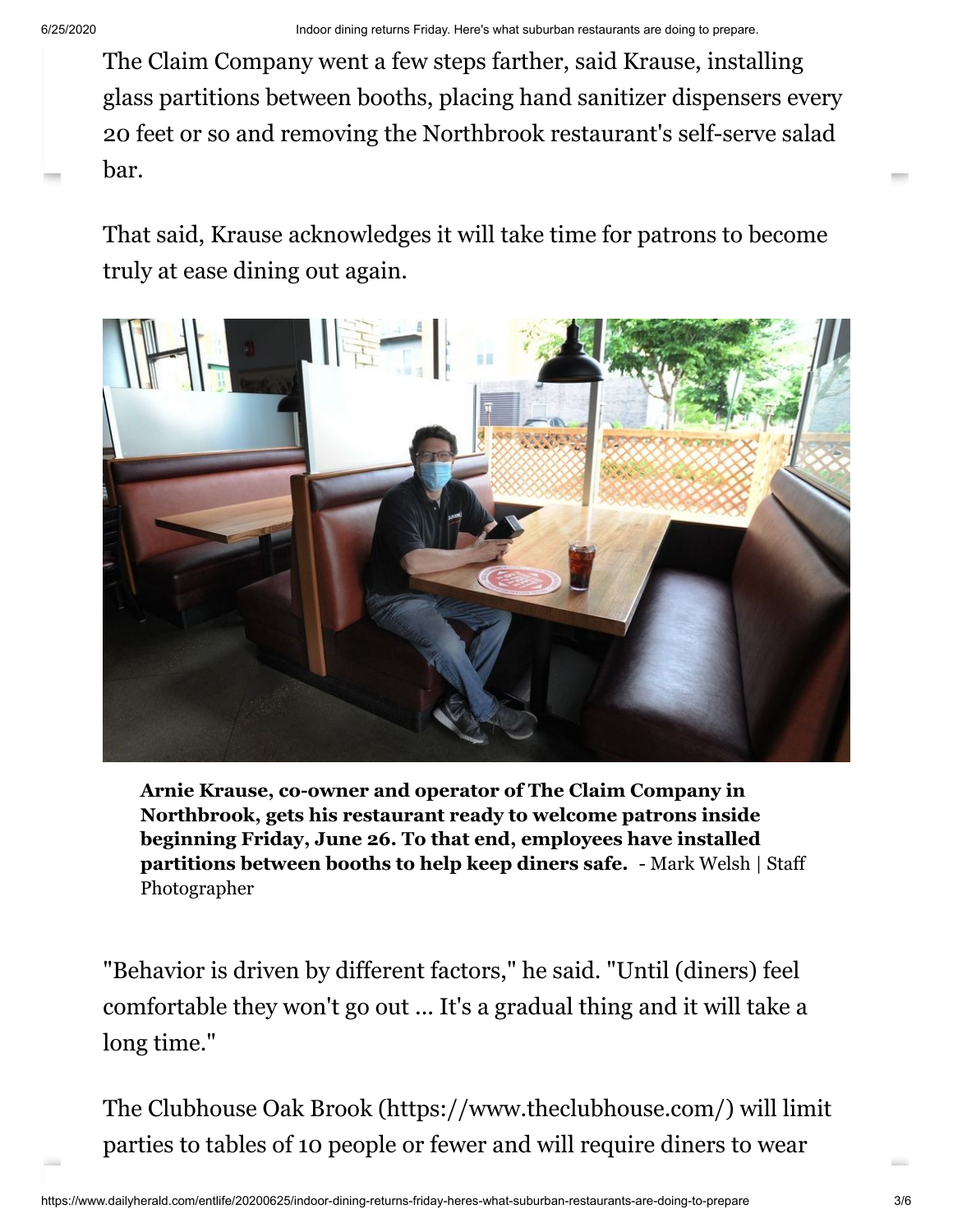The Claim Company went a few steps farther, said Krause, installing glass partitions between booths, placing hand sanitizer dispensers every 20 feet or so and removing the Northbrook restaurant's self-serve salad bar.

That said, Krause acknowledges it will take time for patrons to become truly at ease dining out again.

**Arnie Krause, co-owner and operator of The Claim Company in Northbrook, gets his restaurant ready to welcome patrons inside beginning Friday, June 26. To that end, employees have installed partitions between booths to help keep diners safe.** - Mark Welsh | Staff Photographer

"Behavior is driven by different factors," he said. "Until (diners) feel comfortable they won't go out ... It's a gradual thing and it will take a long time."

The Clubhouse Oak Brook (https://www.theclubhouse.com/) will limit parties to tables of 10 people or fewer and will require diners to wear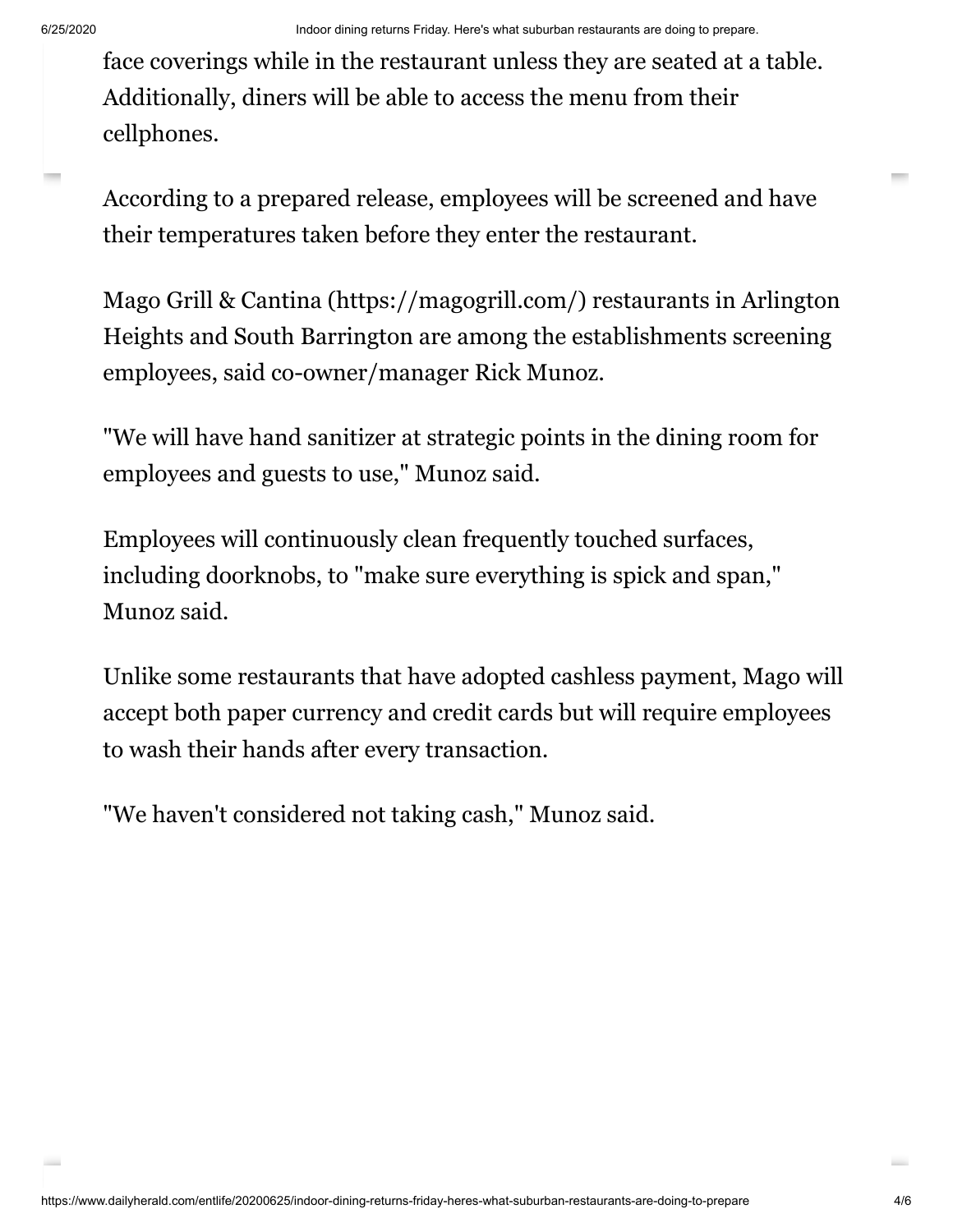face coverings while in the restaurant unless they are seated at a table. Additionally, diners will be able to access the menu from their cellphones.

According to a prepared release, employees will be screened and have their temperatures taken before they enter the restaurant.

Mago Grill & Cantina (https://magogrill.com/) restaurants in Arlington Heights and South Barrington are among the establishments screening employees, said co-owner/manager Rick Munoz.

"We will have hand sanitizer at strategic points in the dining room for employees and guests to use," Munoz said.

Employees will continuously clean frequently touched surfaces, including doorknobs, to "make sure everything is spick and span," Munoz said.

Unlike some restaurants that have adopted cashless payment, Mago will accept both paper currency and credit cards but will require employees to wash their hands after every transaction.

"We haven't considered not taking cash," Munoz said.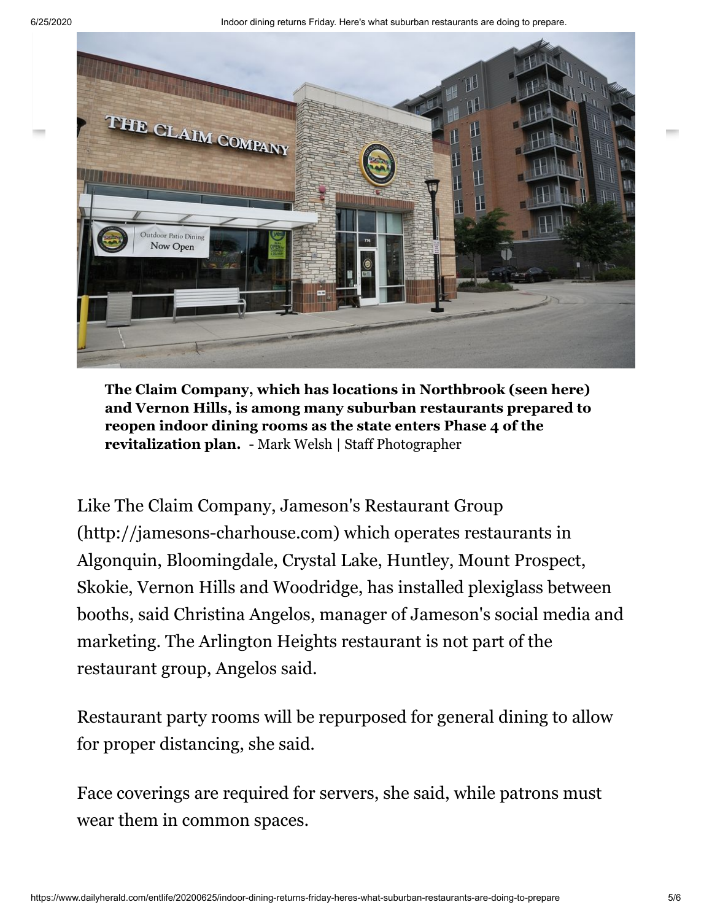**The Claim Company, which has locations in Northbrook (seen here) and Vernon Hills, is among many suburban restaurants prepared to reopen indoor dining rooms as the state enters Phase 4 of the revitalization plan.** - Mark Welsh | Staff Photographer

Like The Claim Company, Jameson's Restaurant Group (http://jamesons-charhouse.com) which operates restaurants in Algonquin, Bloomingdale, Crystal Lake, Huntley, Mount Prospect, Skokie, Vernon Hills and Woodridge, has installed plexiglass between booths, said Christina Angelos, manager of Jameson's social media and marketing. The Arlington Heights restaurant is not part of the restaurant group, Angelos said.

Restaurant party rooms will be repurposed for general dining to allow for proper distancing, she said.

Face coverings are required for servers, she said, while patrons must wear them in common spaces.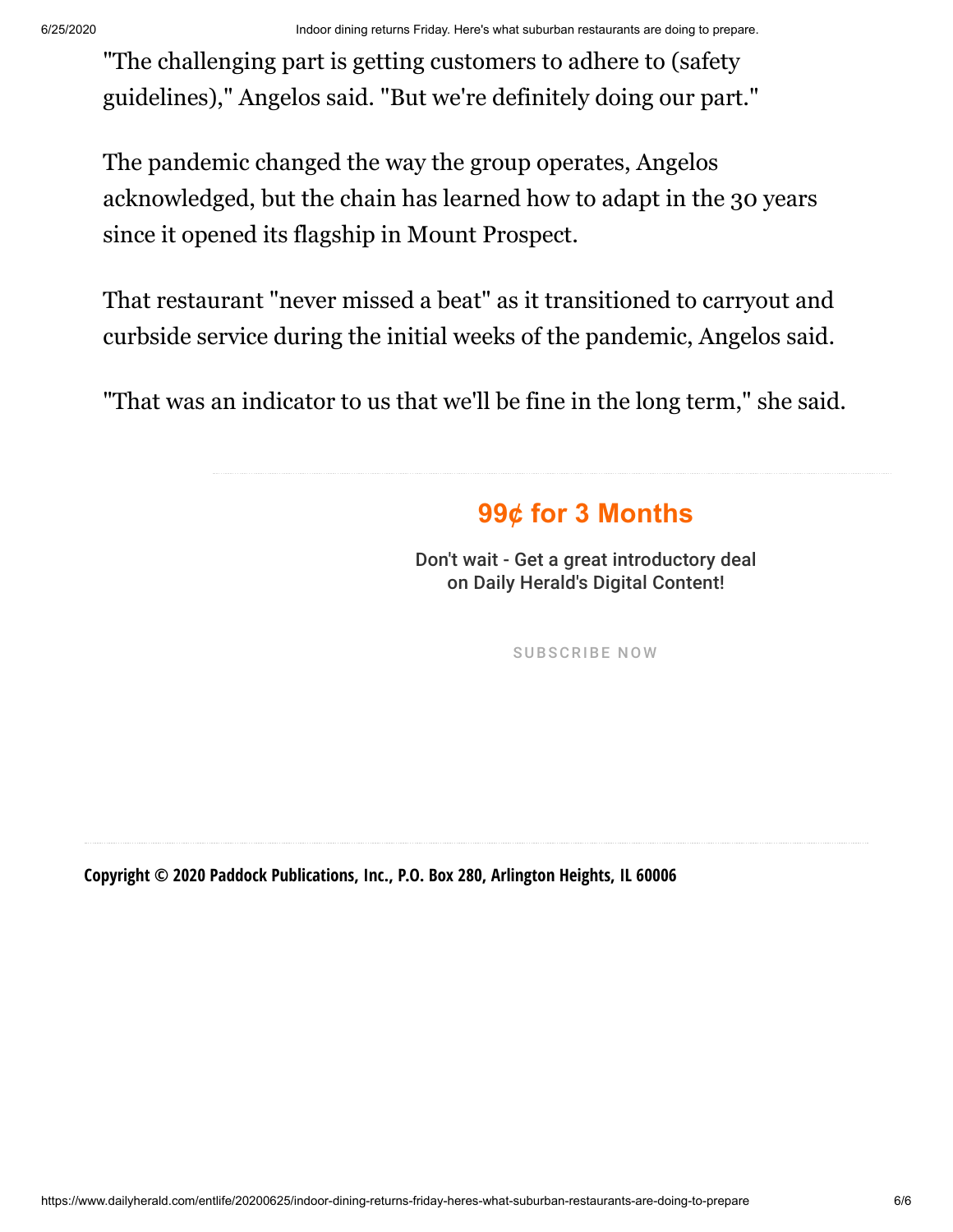"The challenging part is getting customers to adhere to (safety guidelines)," Angelos said. "But we're definitely doing our part."

The pandemic changed the way the group operates, Angelos acknowledged, but the chain has learned how to adapt in the 30 years since it opened its flagship in Mount Prospect.

That restaurant "never missed a beat" as it transitioned to carryout and curbside service during the initial weeks of the pandemic, Angelos said.

"That was an indicator to us that we'll be fine in the long term," she said.

---

**99¢ for 3 Months**

Don't wait - Get a great introductory deal on Daily Herald's Digital Content!

SUBSCRIBE NOW

---

**Copyright © 2020 Paddock Publications, Inc., P.O. Box 280, Arlington Heights, IL 60006**